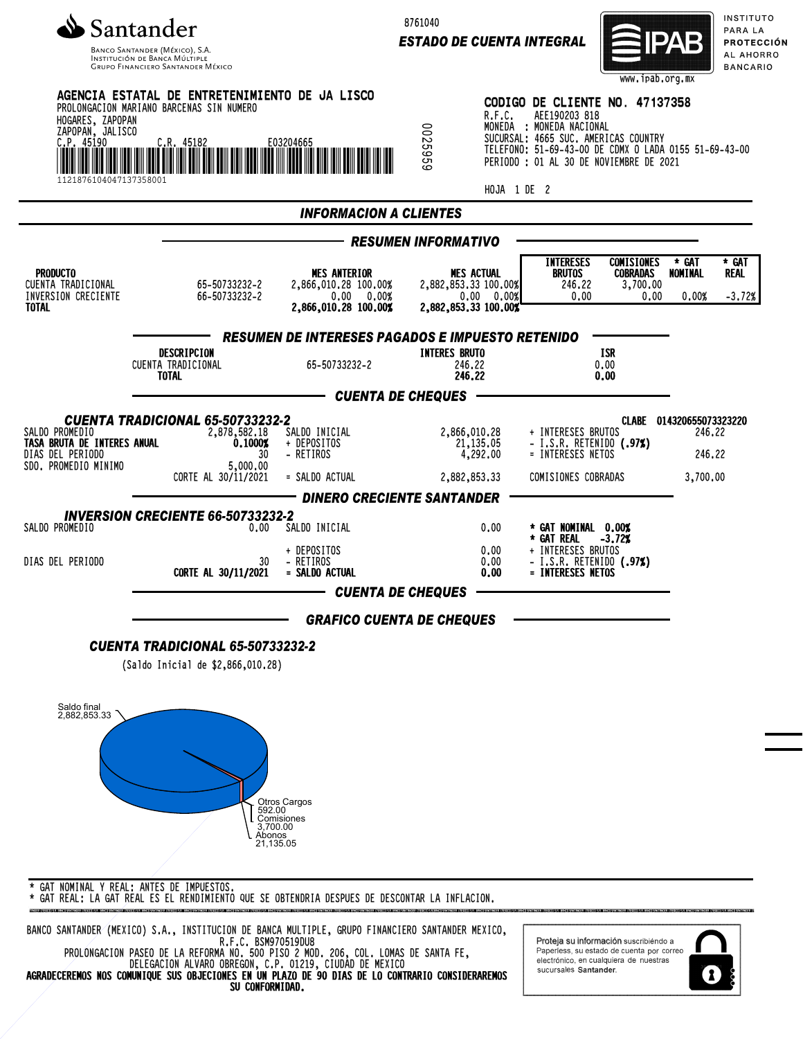**Santander**
Banco Santander (México), S.A.
Institución de Banca Múltiple
Grupo Financiero Santander México

8761040

**ESTADO DE CUENTA INTEGRAL**

IPAB — Instituto para la Protección al Ahorro Bancario — www.ipab.org.mx

**AGENCIA ESTATAL DE ENTRETENIMIENTO DE JA LISCO**
PROLONGACION MARIANO BARCENAS SIN NUMERO
HOGARES, ZAPOPAN
ZAPOPAN, JALISCO
C.P. 45190 C.R. 45182 E03204665
1121876104047137358001

0025959

**CODIGO DE CLIENTE NO. 47137358**
R.F.C. AEE190203 818
MONEDA : MONEDA NACIONAL
SUCURSAL: 4665 SUC. AMERICAS COUNTRY
TELEFONO: 51-69-43-00 DE CDMX O LADA 0155 51-69-43-00
PERIODO : 01 AL 30 DE NOVIEMBRE DE 2021

HOJA 1 DE 2

## INFORMACION A CLIENTES

### RESUMEN INFORMATIVO

| PRODUCTO | | MES ANTERIOR | MES ACTUAL | INTERESES BRUTOS | COMISIONES COBRADAS | * GAT NOMINAL | * GAT REAL |
|---|---|---|---|---|---|---|---|
| CUENTA TRADICIONAL | 65-50733232-2 | 2,866,010.28 100.00% | 2,882,853.33 100.00% | 246.22 | 3,700.00 | | |
| INVERSION CRECIENTE | 66-50733232-2 | 0.00 0.00% | 0.00 0.00% | 0.00 | 0.00 | 0.00% | -3.72% |
| **TOTAL** | | **2,866,010.28 100.00%** | **2,882,853.33 100.00%** | | | | |

### RESUMEN DE INTERESES PAGADOS E IMPUESTO RETENIDO

| DESCRIPCION | | INTERES BRUTO | ISR |
|---|---|---|---|
| CUENTA TRADICIONAL | 65-50733232-2 | 246.22 | 0.00 |
| **TOTAL** | | **246.22** | **0.00** |

### CUENTA DE CHEQUES

#### CUENTA TRADICIONAL 65-50733232-2

CLABE 014320655073323220

| | | | | | |
|---|---|---|---|---|---|
| SALDO PROMEDIO | 2,878,582.18 | SALDO INICIAL | 2,866,010.28 | + INTERESES BRUTOS | 246.22 |
| **TASA BRUTA DE INTERES ANUAL** | **0.1000%** | + DEPOSITOS | 21,135.05 | - I.S.R. RETENIDO **(.97%)** | |
| DIAS DEL PERIODO | 30 | - RETIROS | 4,292.00 | = INTERESES NETOS | 246.22 |
| SDO. PROMEDIO MINIMO | 5,000.00 | | | | |
| | CORTE AL 30/11/2021 | = SALDO ACTUAL | 2,882,853.33 | COMISIONES COBRADAS | 3,700.00 |

### DINERO CRECIENTE SANTANDER

#### INVERSION CRECIENTE 66-50733232-2

| | | | | |
|---|---|---|---|---|
| SALDO PROMEDIO | 0.00 | SALDO INICIAL | 0.00 | **\* GAT NOMINAL 0.00%** |
| | | | | **\* GAT REAL -3.72%** |
| | | + DEPOSITOS | 0.00 | + INTERESES BRUTOS |
| DIAS DEL PERIODO | 30 | - RETIROS | 0.00 | - I.S.R. RETENIDO **(.97%)** |
| | **CORTE AL 30/11/2021** | **= SALDO ACTUAL** | **0.00** | **= INTERESES NETOS** |

### CUENTA DE CHEQUES

### GRAFICO CUENTA DE CHEQUES

#### CUENTA TRADICIONAL 65-50733232-2

(Saldo Inicial de $2,866,010.28)

Saldo final 2,882,853.33
Otros Cargos 592.00
Comisiones 3,700.00
Abonos 21,135.05

\* GAT NOMINAL Y REAL: ANTES DE IMPUESTOS.
\* GAT REAL: LA GAT REAL ES EL RENDIMIENTO QUE SE OBTENDRIA DESPUES DE DESCONTAR LA INFLACION.

BANCO SANTANDER (MEXICO) S.A., INSTITUCION DE BANCA MULTIPLE, GRUPO FINANCIERO SANTANDER MEXICO,
R.F.C. BSM970519DU8
PROLONGACION PASEO DE LA REFORMA NO. 500 PISO 2 MOD. 206, COL. LOMAS DE SANTA FE,
DELEGACION ALVARO OBREGON, C.P. 01219, CIUDAD DE MEXICO
**AGRADECEREMOS NOS COMUNIQUE SUS OBJECIONES EN UN PLAZO DE 90 DIAS DE LO CONTRARIO CONSIDERAREMOS SU CONFORMIDAD.**

Proteja su información suscribiéndo a Paperless, su estado de cuenta por correo electrónico, en cualquiera de nuestras sucursales **Santander**.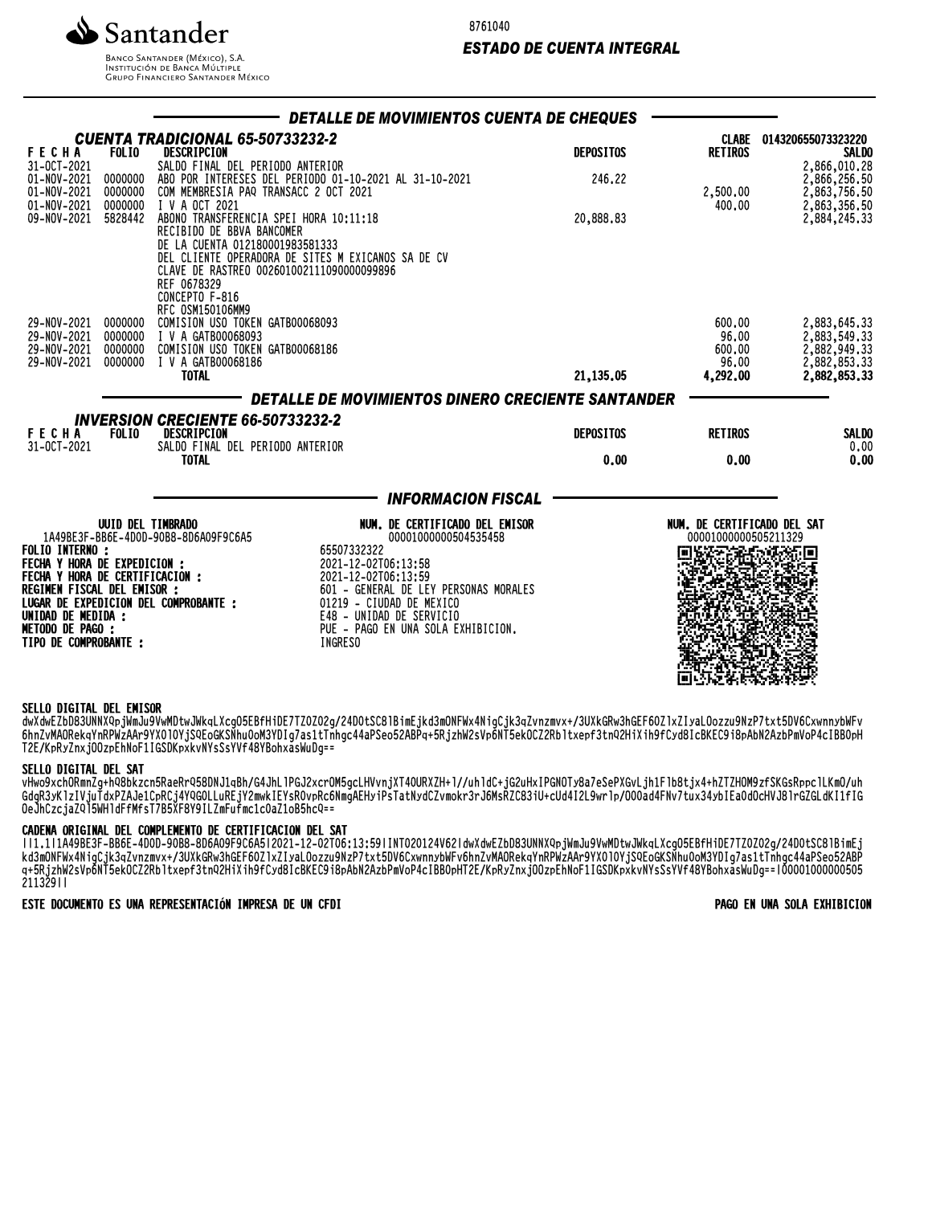Santander

Banco Santander (México), S.A.
Institución de Banca Múltiple
Grupo Financiero Santander México

8761040

***ESTADO DE CUENTA INTEGRAL***

## DETALLE DE MOVIMIENTOS CUENTA DE CHEQUES

### CUENTA TRADICIONAL 65-50733232-2

CLABE 014320655073323220

| FECHA | FOLIO | DESCRIPCION | DEPOSITOS | RETIROS | SALDO |
|---|---|---|---|---|---|
| 31-OCT-2021 | | SALDO FINAL DEL PERIODO ANTERIOR | | | 2,866,010.28 |
| 01-NOV-2021 | 0000000 | ABO POR INTERESES DEL PERIODO 01-10-2021 AL 31-10-2021 | 246.22 | | 2,866,256.50 |
| 01-NOV-2021 | 0000000 | COM MEMBRESIA PAQ TRANSACC 2 OCT 2021 | | 2,500.00 | 2,863,756.50 |
| 01-NOV-2021 | 0000000 | I V A OCT 2021 | | 400.00 | 2,863,356.50 |
| 09-NOV-2021 | 5828442 | ABONO TRANSFERENCIA SPEI HORA 10:11:18 RECIBIDO DE BBVA BANCOMER DE LA CUENTA 012180001983581333 DEL CLIENTE OPERADORA DE SITES M EXICANOS SA DE CV CLAVE DE RASTREO 002601002111090000099896 REF 0678329 CONCEPTO F-816 RFC OSM150106MM9 | 20,888.83 | | 2,884,245.33 |
| 29-NOV-2021 | 0000000 | COMISION USO TOKEN GATB00068093 | | 600.00 | 2,883,645.33 |
| 29-NOV-2021 | 0000000 | I V A GATB00068093 | | 96.00 | 2,883,549.33 |
| 29-NOV-2021 | 0000000 | COMISION USO TOKEN GATB00068186 | | 600.00 | 2,882,949.33 |
| 29-NOV-2021 | 0000000 | I V A GATB00068186 | | 96.00 | 2,882,853.33 |
| | | **TOTAL** | **21,135.05** | **4,292.00** | **2,882,853.33** |

## DETALLE DE MOVIMIENTOS DINERO CRECIENTE SANTANDER

### INVERSION CRECIENTE 66-50733232-2

| FECHA | FOLIO | DESCRIPCION | DEPOSITOS | RETIROS | SALDO |
|---|---|---|---|---|---|
| 31-OCT-2021 | | SALDO FINAL DEL PERIODO ANTERIOR | | | 0.00 |
| | | **TOTAL** | **0.00** | **0.00** | **0.00** |

## INFORMACION FISCAL

| UUID DEL TIMBRADO | NUM. DE CERTIFICADO DEL EMISOR | NUM. DE CERTIFICADO DEL SAT |
|---|---|---|
| 1A49BE3F-BB6E-4D0D-90B8-8D6A09F9C6A5 | 00001000000504535458 | 00001000000505211329 |

**FOLIO INTERNO :** 65507332322
**FECHA Y HORA DE EXPEDICION :** 2021-12-02T06:13:58
**FECHA Y HORA DE CERTIFICACION :** 2021-12-02T06:13:59
**REGIMEN FISCAL DEL EMISOR :** 601 - GENERAL DE LEY PERSONAS MORALES
**LUGAR DE EXPEDICION DEL COMPROBANTE :** 01219 - CIUDAD DE MEXICO
**UNIDAD DE MEDIDA :** E48 - UNIDAD DE SERVICIO
**METODO DE PAGO :** PUE - PAGO EN UNA SOLA EXHIBICION.
**TIPO DE COMPROBANTE :** INGRESO

**SELLO DIGITAL DEL EMISOR**

dwXdwEZbD83UNNXQpjWmJu9VwMDtwJWkqLXcgO5EBfHiDE7TZOZ02g/24DOtSC8lBimEjkd3mONFWx4NigCjk3qZvnzmvx+/3UXkGRw3hGEF60ZlxZIyaLOozzu9NzP7txt5DV6CxwnnybWFv6hnZvMAORekqYnRPWzAAr9YXO1OYjSQEoGKSNhuOoM3YDIg7as1tTnhgc44aPSeo52ABPq+5RjzhW2sVp6NT5ekOCZ2Rbltxepf3tnQ2HiXih9fCyd8IcBKEC9i8pAbN2AzbPmVoP4cIBBOpHT2E/KpRyZnxjOOzpEhNoF1IGSDKpxkvNYsSsYVf48YBohxasWuDg==

**SELLO DIGITAL DEL SAT**

vHwo9xchORmnZg+hQ8bkzcn5RaeRrQ58DNJ1qBh/G4JhL1PGJ2xcrOM5gcLHVvnjXT4OURXZH+1//uhldC+jG2uHxIPGNOTy8a7eSePXGvLjh1Flb8tjx4+hZTZHOM9zfSKGsRppclLKmO/uhGdgR3yKlzIVjuTdxPZAJe1CpRCj4YQGOLLuREjY2mwkIEYsROvpRc6NmgAEHyiPsTatNydCZvmokr3rJ6MsRZC83iU+cUd4I2L9wrlp/OO0ad4FNv7tux34ybIEaOdOcHVJ8lrGZGLdKI1fIGOeJhCzcjaZQl5WHldFfMfsT7B5XF8Y9ILZmFufmc1cOaZ1oB5hcQ==

**CADENA ORIGINAL DEL COMPLEMENTO DE CERTIFICACION DEL SAT**

||1.1|1A49BE3F-BB6E-4D0D-90B8-8D6A09F9C6A5|2021-12-02T06:13:59|INT020124V62|dwXdwEZbD83UNNXQpjWmJu9VwMDtwJWkqLXcgO5EBfHiDE7TZOZ02g/24DOtSC8lBimEjkd3mONFWx4NigCjk3qZvnzmvx+/3UXkGRw3hGEF60ZlxZIyaLOozzu9NzP7txt5DV6CxwnnybWFv6hnZvMAORekqYnRPWzAAr9YXO1OYjSQEoGKSNhuOoM3YDIg7as1tTnhgc44aPSeo52ABPq+5RjzhW2sVp6NT5ekOCZ2Rbltxepf3tnQ2HiXih9fCyd8IcBKEC9i8pAbN2AzbPmVoP4cIBBOpHT2E/KpRyZnxjOOzpEhNoF1IGSDKpxkvNYsSsYVf48YBohxasWuDg==|00001000000505211329||

**ESTE DOCUMENTO ES UNA REPRESENTACIóN IMPRESA DE UN CFDI** **PAGO EN UNA SOLA EXHIBICION**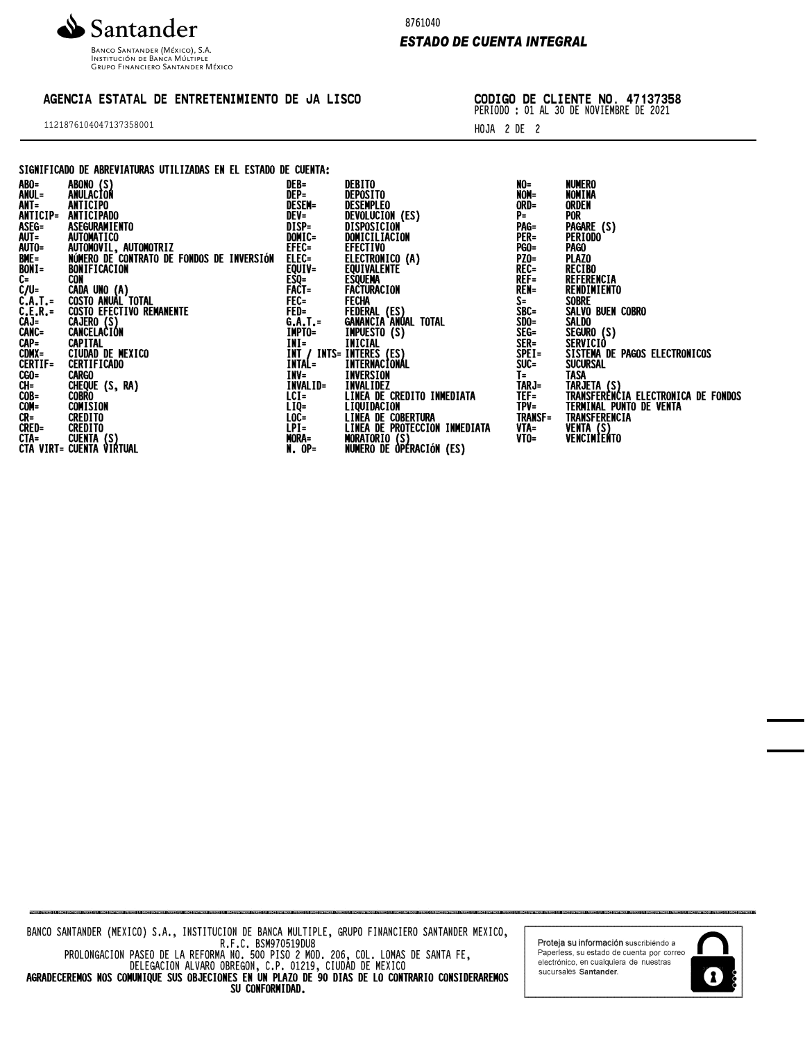Santander

Banco Santander (México), S.A.
Institución de Banca Múltiple
Grupo Financiero Santander México

8761040

***ESTADO DE CUENTA INTEGRAL***

AGENCIA ESTATAL DE ENTRETENIMIENTO DE JA LISCO

11218761040471373580001

**CODIGO DE CLIENTE NO. 47137358**
PERIODO : 01 AL 30 DE NOVIEMBRE DE 2021

**SIGNIFICADO DE ABREVIATURAS UTILIZADAS EN EL ESTADO DE CUENTA:**

| Abrev. | Significado | Abrev. | Significado | Abrev. | Significado |
|---|---|---|---|---|---|
| ABO= | ABONO (S) | DEB= | DEBITO | NO= | NUMERO |
| ANUL= | ANULACIÓN | DEP= | DEPOSITO | NOM= | NOMINA |
| ANT= | ANTICIPO | DESEM= | DESEMPLEO | ORD= | ORDEN |
| ANTICIP= | ANTICIPADO | DEV= | DEVOLUCION (ES) | P= | POR |
| ASEG= | ASEGURAMIENTO | DISP= | DISPOSICION | PAG= | PAGARE (S) |
| AUT= | AUTOMATICO | DOMIC= | DOMICILIACION | PER= | PERIODO |
| AUTO= | AUTOMOVIL, AUTOMOTRIZ | EFEC= | EFECTIVO | PGO= | PAGO |
| BME= | NÚMERO DE CONTRATO DE FONDOS DE INVERSIóN | ELEC= | ELECTRONICO (A) | PZO= | PLAZO |
| BONI= | BONIFICACION | EQUIV= | EQUIVALENTE | REC= | RECIBO |
| C= | CON | ESQ= | ESQUEMA | REF= | REFERENCIA |
| C/U= | CADA UNO (A) | FACT= | FACTURACION | REN= | RENDIMIENTO |
| C.A.T.= | COSTO ANUAL TOTAL | FEC= | FECHA | S= | SOBRE |
| C.E.R.= | COSTO EFECTIVO REMANENTE | FED= | FEDERAL (ES) | SBC= | SALVO BUEN COBRO |
| CAJ= | CAJERO (S) | G.A.T.= | GANANCIA ANUAL TOTAL | SDO= | SALDO |
| CANC= | CANCELACIÓN | IMPTO= | IMPUESTO (S) | SEG= | SEGURO (S) |
| CAP= | CAPITAL | INI= | INICIAL | SER= | SERVICIÓ |
| CDMX= | CIUDAD DE MEXICO | INT / INTS= | INTERES (ES) | SPEI= | SISTEMA DE PAGOS ELECTRONICOS |
| CERTIF= | CERTIFICADO | INTAL= | INTERNACIONAL | SUC= | SUCURSAL |
| CGO= | CARGO | INV= | INVERSION | T= | TASA |
| CH= | CHEQUE (S, RA) | INVALID= | INVALIDEZ | TARJ= | TARJETA (S) |
| COB= | COBRO | LCI= | LINEA DE CREDITO INMEDIATA | TEF= | TRANSFERENCIA ELECTRONICA DE FONDOS |
| COM= | COMISION | LIQ= | LIQUIDACION | TPV= | TERMINAL PUNTO DE VENTA |
| CR= | CREDITO | LOC= | LINEA DE COBERTURA | TRANSF= | TRANSFERENCIA |
| CRED= | CREDITO | LPI= | LINEA DE PROTECCION INMEDIATA | VTA= | VENTA (S) |
| CTA= | CUENTA (S) | MORA= | MORATORIO (S) | VTO= | VENCIMIENTO |
| CTA VIRT= | CUENTA VIRTUAL | N. OP= | NUMERO DE OPERACIóN (ES) | | |

BANCO SANTANDER (MEXICO) S.A., INSTITUCION DE BANCA MULTIPLE, GRUPO FINANCIERO SANTANDER MEXICO,
R.F.C. BSM970519DU8
PROLONGACION PASEO DE LA REFORMA NO. 500 PISO 2 MOD. 206, COL. LOMAS DE SANTA FE,
DELEGACION ALVARO OBREGON, C.P. 01219, CIUDAD DE MEXICO

**AGRADECEREMOS NOS COMUNIQUE SUS OBJECIONES EN UN PLAZO DE 90 DIAS DE LO CONTRARIO CONSIDERAREMOS SU CONFORMIDAD.**

Proteja su información suscribiéndo a Paperless, su estado de cuenta por correo electrónico, en cualquiera de nuestras sucursales **Santander**.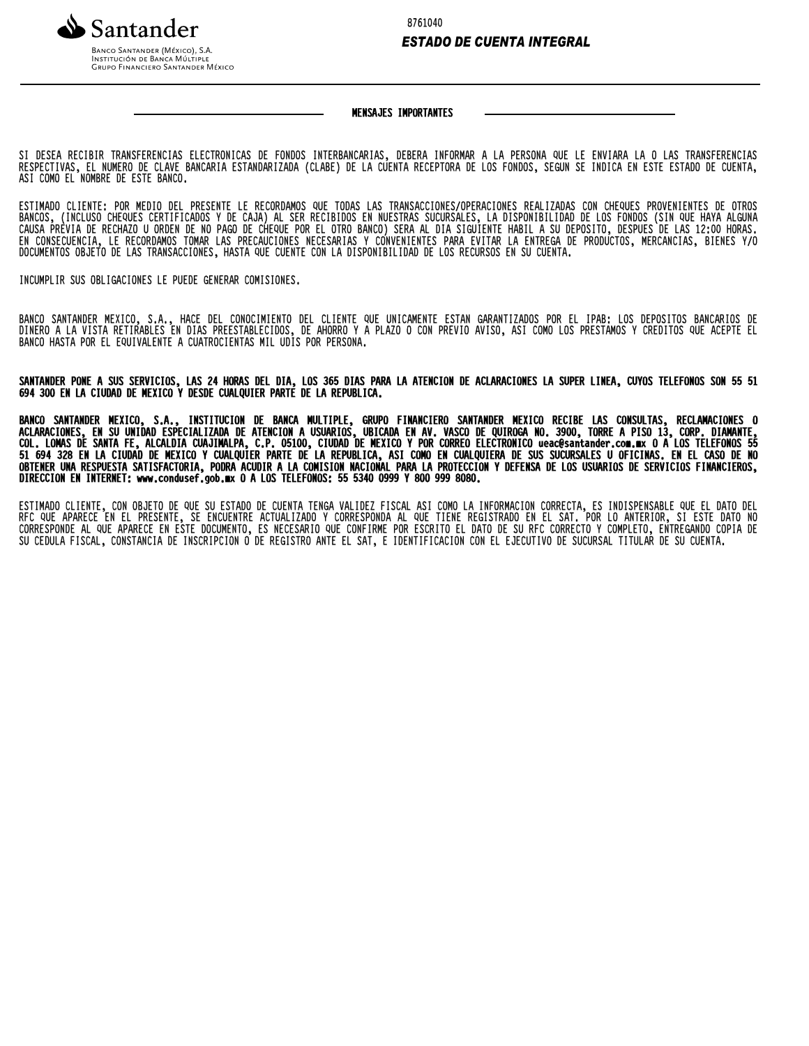Santander

Banco Santander (México), S.A.
Institución de Banca Múltiple
Grupo Financiero Santander México

8761040

***ESTADO DE CUENTA INTEGRAL***

## MENSAJES IMPORTANTES

SI DESEA RECIBIR TRANSFERENCIAS ELECTRONICAS DE FONDOS INTERBANCARIAS, DEBERA INFORMAR A LA PERSONA QUE LE ENVIARA LA O LAS TRANSFERENCIAS RESPECTIVAS, EL NUMERO DE CLAVE BANCARIA ESTANDARIZADA (CLABE) DE LA CUENTA RECEPTORA DE LOS FONDOS, SEGUN SE INDICA EN ESTE ESTADO DE CUENTA, ASI COMO EL NOMBRE DE ESTE BANCO.

ESTIMADO CLIENTE: POR MEDIO DEL PRESENTE LE RECORDAMOS QUE TODAS LAS TRANSACCIONES/OPERACIONES REALIZADAS CON CHEQUES PROVENIENTES DE OTROS BANCOS, (INCLUSO CHEQUES CERTIFICADOS Y DE CAJA) AL SER RECIBIDOS EN NUESTRAS SUCURSALES, LA DISPONIBILIDAD DE LOS FONDOS (SIN QUE HAYA ALGUNA CAUSA PREVIA DE RECHAZO U ORDEN DE NO PAGO DE CHEQUE POR EL OTRO BANCO) SERA AL DIA SIGUIENTE HABIL A SU DEPOSITO, DESPUES DE LAS 12:00 HORAS. EN CONSECUENCIA, LE RECORDAMOS TOMAR LAS PRECAUCIONES NECESARIAS Y CONVENIENTES PARA EVITAR LA ENTREGA DE PRODUCTOS, MERCANCIAS, BIENES Y/O DOCUMENTOS OBJETO DE LAS TRANSACCIONES, HASTA QUE CUENTE CON LA DISPONIBILIDAD DE LOS RECURSOS EN SU CUENTA.

INCUMPLIR SUS OBLIGACIONES LE PUEDE GENERAR COMISIONES.

BANCO SANTANDER MEXICO, S.A., HACE DEL CONOCIMIENTO DEL CLIENTE QUE UNICAMENTE ESTAN GARANTIZADOS POR EL IPAB: LOS DEPOSITOS BANCARIOS DE DINERO A LA VISTA RETIRABLES EN DIAS PREESTABLECIDOS, DE AHORRO Y A PLAZO O CON PREVIO AVISO, ASI COMO LOS PRESTAMOS Y CREDITOS QUE ACEPTE EL BANCO HASTA POR EL EQUIVALENTE A CUATROCIENTAS MIL UDIS POR PERSONA.

**SANTANDER PONE A SUS SERVICIOS, LAS 24 HORAS DEL DIA, LOS 365 DIAS PARA LA ATENCION DE ACLARACIONES LA SUPER LINEA, CUYOS TELEFONOS SON 55 51 694 300 EN LA CIUDAD DE MEXICO Y DESDE CUALQUIER PARTE DE LA REPUBLICA.**

**BANCO SANTANDER MEXICO, S.A., INSTITUCION DE BANCA MULTIPLE, GRUPO FINANCIERO SANTANDER MEXICO RECIBE LAS CONSULTAS, RECLAMACIONES O ACLARACIONES, EN SU UNIDAD ESPECIALIZADA DE ATENCION A USUARIOS, UBICADA EN AV. VASCO DE QUIROGA NO. 3900, TORRE A PISO 13, CORP. DIAMANTE, COL. LOMAS DE SANTA FE, ALCALDIA CUAJIMALPA, C.P. 05100, CIUDAD DE MEXICO Y POR CORREO ELECTRONICO ueac@santander.com.mx O A LOS TELEFONOS 55 51 694 328 EN LA CIUDAD DE MEXICO Y CUALQUIER PARTE DE LA REPUBLICA, ASI COMO EN CUALQUIERA DE SUS SUCURSALES U OFICINAS. EN EL CASO DE NO OBTENER UNA RESPUESTA SATISFACTORIA, PODRA ACUDIR A LA COMISION NACIONAL PARA LA PROTECCION Y DEFENSA DE LOS USUARIOS DE SERVICIOS FINANCIEROS, DIRECCION EN INTERNET: www.condusef.gob.mx O A LOS TELEFONOS: 55 5340 0999 Y 800 999 8080.**

ESTIMADO CLIENTE, CON OBJETO DE QUE SU ESTADO DE CUENTA TENGA VALIDEZ FISCAL ASI COMO LA INFORMACION CORRECTA, ES INDISPENSABLE QUE EL DATO DEL RFC QUE APARECE EN EL PRESENTE, SE ENCUENTRE ACTUALIZADO Y CORRESPONDA AL QUE TIENE REGISTRADO EN EL SAT. POR LO ANTERIOR, SI ESTE DATO NO CORRESPONDE AL QUE APARECE EN ESTE DOCUMENTO, ES NECESARIO QUE CONFIRME POR ESCRITO EL DATO DE SU RFC CORRECTO Y COMPLETO, ENTREGANDO COPIA DE SU CEDULA FISCAL, CONSTANCIA DE INSCRIPCION O DE REGISTRO ANTE EL SAT, E IDENTIFICACION CON EL EJECUTIVO DE SUCURSAL TITULAR DE SU CUENTA.